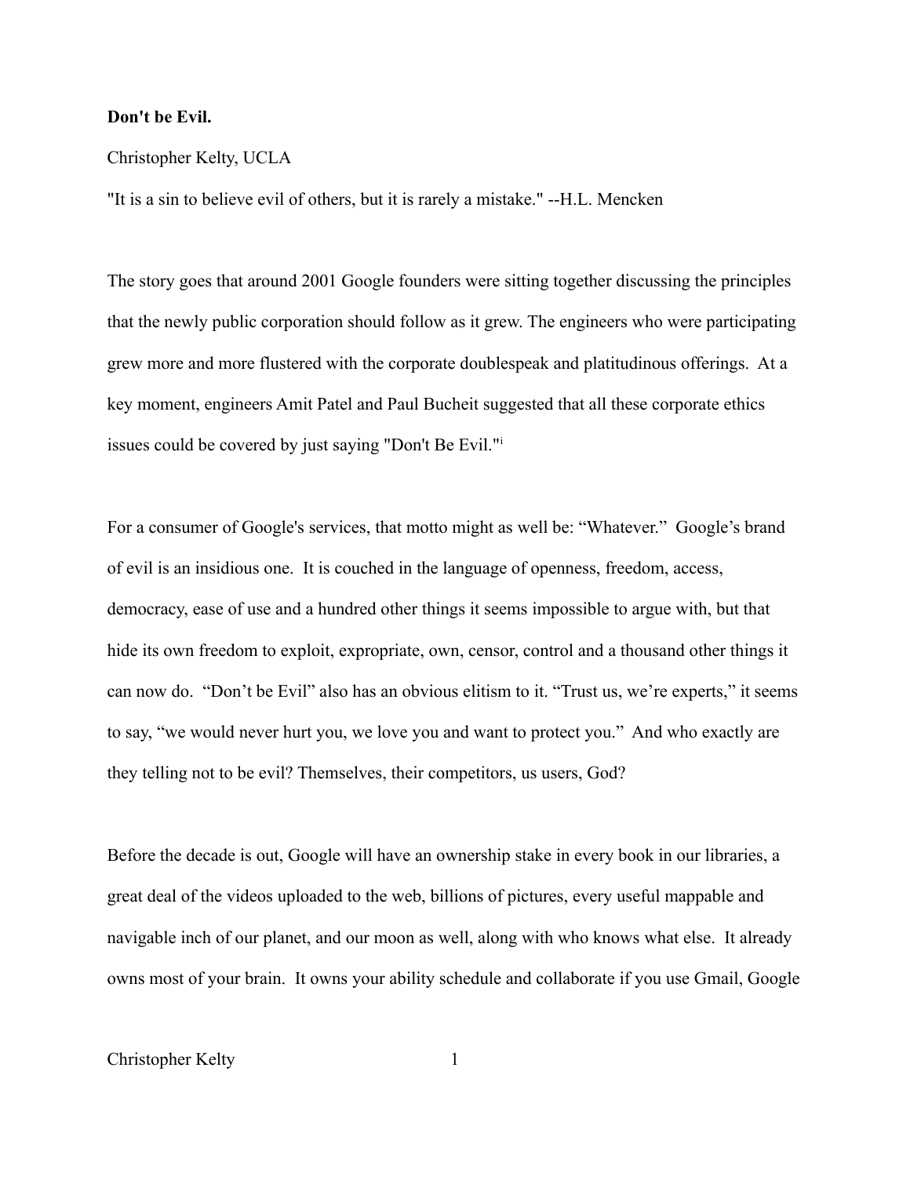**Don't be Evil.**

Christopher Kelty, UCLA

"It is a sin to believe evil of others, but it is rarely a mistake." --H.L. Mencken

The story goes that around 2001 Google founders were sitting together discussing the principles that the newly public corporation should follow as it grew. The engineers who were participating grew more and more flustered with the corporate doublespeak and platitudinous offerings. At a key moment, engineers Amit Patel and Paul Bucheit suggested that all these corporate ethics issues could be covered by just saying "Don't Be Evil."[i]

For a consumer of Google's services, that motto might as well be: "Whatever." Google's brand of evil is an insidious one. It is couched in the language of openness, freedom, access, democracy, ease of use and a hundred other things it seems impossible to argue with, but that hide its own freedom to exploit, expropriate, own, censor, control and a thousand other things it can now do. "Don't be Evil" also has an obvious elitism to it. "Trust us, we're experts," it seems to say, "we would never hurt you, we love you and want to protect you." And who exactly are they telling not to be evil? Themselves, their competitors, us users, God?

Before the decade is out, Google will have an ownership stake in every book in our libraries, a great deal of the videos uploaded to the web, billions of pictures, every useful mappable and navigable inch of our planet, and our moon as well, along with who knows what else. It already owns most of your brain. It owns your ability schedule and collaborate if you use Gmail, Google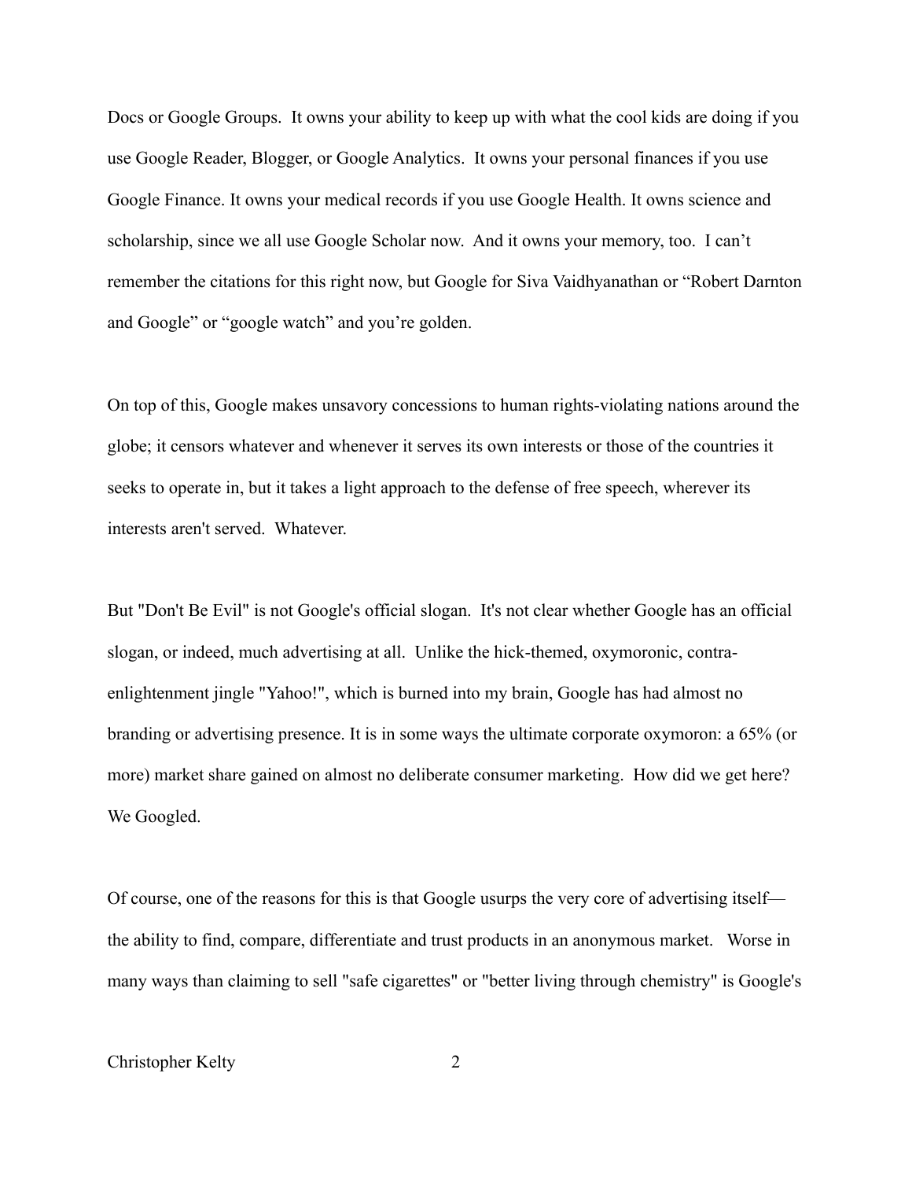Docs or Google Groups. It owns your ability to keep up with what the cool kids are doing if you use Google Reader, Blogger, or Google Analytics. It owns your personal finances if you use Google Finance. It owns your medical records if you use Google Health. It owns science and scholarship, since we all use Google Scholar now. And it owns your memory, too. I can't remember the citations for this right now, but Google for Siva Vaidhyanathan or "Robert Darnton and Google" or "google watch" and you're golden.

On top of this, Google makes unsavory concessions to human rights-violating nations around the globe; it censors whatever and whenever it serves its own interests or those of the countries it seeks to operate in, but it takes a light approach to the defense of free speech, wherever its interests aren't served. Whatever.

But "Don't Be Evil" is not Google's official slogan. It's not clear whether Google has an official slogan, or indeed, much advertising at all. Unlike the hick-themed, oxymoronic, contra-enlightenment jingle "Yahoo!", which is burned into my brain, Google has had almost no branding or advertising presence. It is in some ways the ultimate corporate oxymoron: a 65% (or more) market share gained on almost no deliberate consumer marketing. How did we get here? We Googled.

Of course, one of the reasons for this is that Google usurps the very core of advertising itself—the ability to find, compare, differentiate and trust products in an anonymous market. Worse in many ways than claiming to sell "safe cigarettes" or "better living through chemistry" is Google's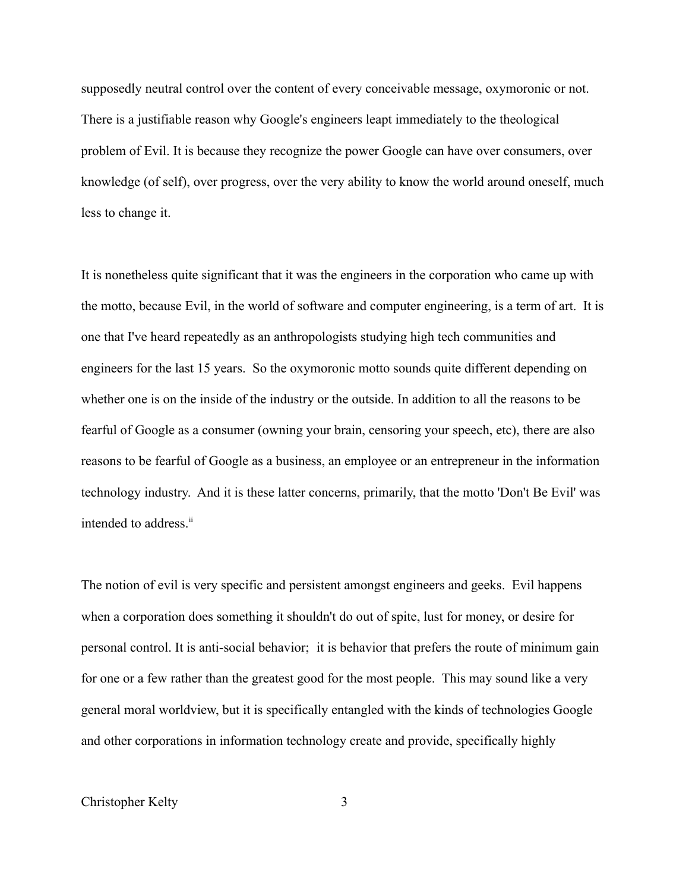supposedly neutral control over the content of every conceivable message, oxymoronic or not. There is a justifiable reason why Google's engineers leapt immediately to the theological problem of Evil. It is because they recognize the power Google can have over consumers, over knowledge (of self), over progress, over the very ability to know the world around oneself, much less to change it.

It is nonetheless quite significant that it was the engineers in the corporation who came up with the motto, because Evil, in the world of software and computer engineering, is a term of art. It is one that I've heard repeatedly as an anthropologists studying high tech communities and engineers for the last 15 years. So the oxymoronic motto sounds quite different depending on whether one is on the inside of the industry or the outside. In addition to all the reasons to be fearful of Google as a consumer (owning your brain, censoring your speech, etc), there are also reasons to be fearful of Google as a business, an employee or an entrepreneur in the information technology industry. And it is these latter concerns, primarily, that the motto 'Don't Be Evil' was intended to address.[ii]

The notion of evil is very specific and persistent amongst engineers and geeks. Evil happens when a corporation does something it shouldn't do out of spite, lust for money, or desire for personal control. It is anti-social behavior; it is behavior that prefers the route of minimum gain for one or a few rather than the greatest good for the most people. This may sound like a very general moral worldview, but it is specifically entangled with the kinds of technologies Google and other corporations in information technology create and provide, specifically highly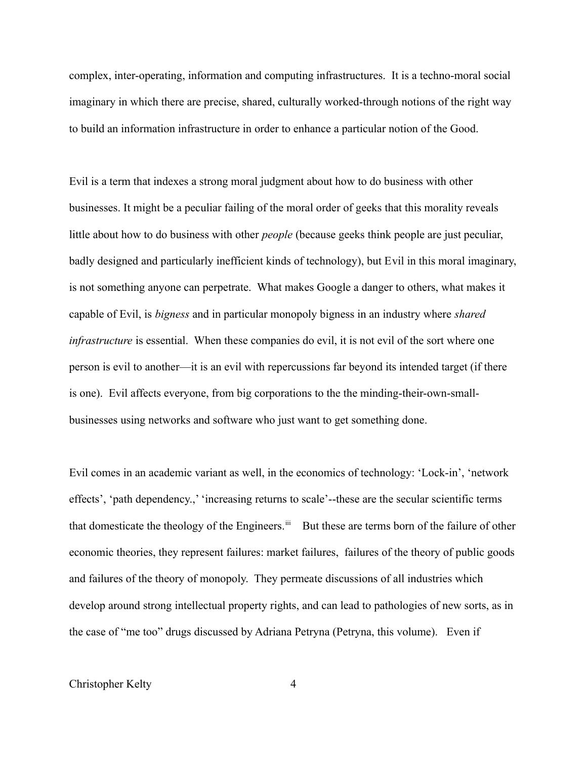complex, inter-operating, information and computing infrastructures. It is a techno-moral social imaginary in which there are precise, shared, culturally worked-through notions of the right way to build an information infrastructure in order to enhance a particular notion of the Good.

Evil is a term that indexes a strong moral judgment about how to do business with other businesses. It might be a peculiar failing of the moral order of geeks that this morality reveals little about how to do business with other *people* (because geeks think people are just peculiar, badly designed and particularly inefficient kinds of technology), but Evil in this moral imaginary, is not something anyone can perpetrate. What makes Google a danger to others, what makes it capable of Evil, is *bigness* and in particular monopoly bigness in an industry where *shared infrastructure* is essential. When these companies do evil, it is not evil of the sort where one person is evil to another—it is an evil with repercussions far beyond its intended target (if there is one). Evil affects everyone, from big corporations to the the minding-their-own-small-businesses using networks and software who just want to get something done.

Evil comes in an academic variant as well, in the economics of technology: 'Lock-in', 'network effects', 'path dependency.,' 'increasing returns to scale'--these are the secular scientific terms that domesticate the theology of the Engineers.[iii] But these are terms born of the failure of other economic theories, they represent failures: market failures, failures of the theory of public goods and failures of the theory of monopoly. They permeate discussions of all industries which develop around strong intellectual property rights, and can lead to pathologies of new sorts, as in the case of "me too" drugs discussed by Adriana Petryna (Petryna, this volume). Even if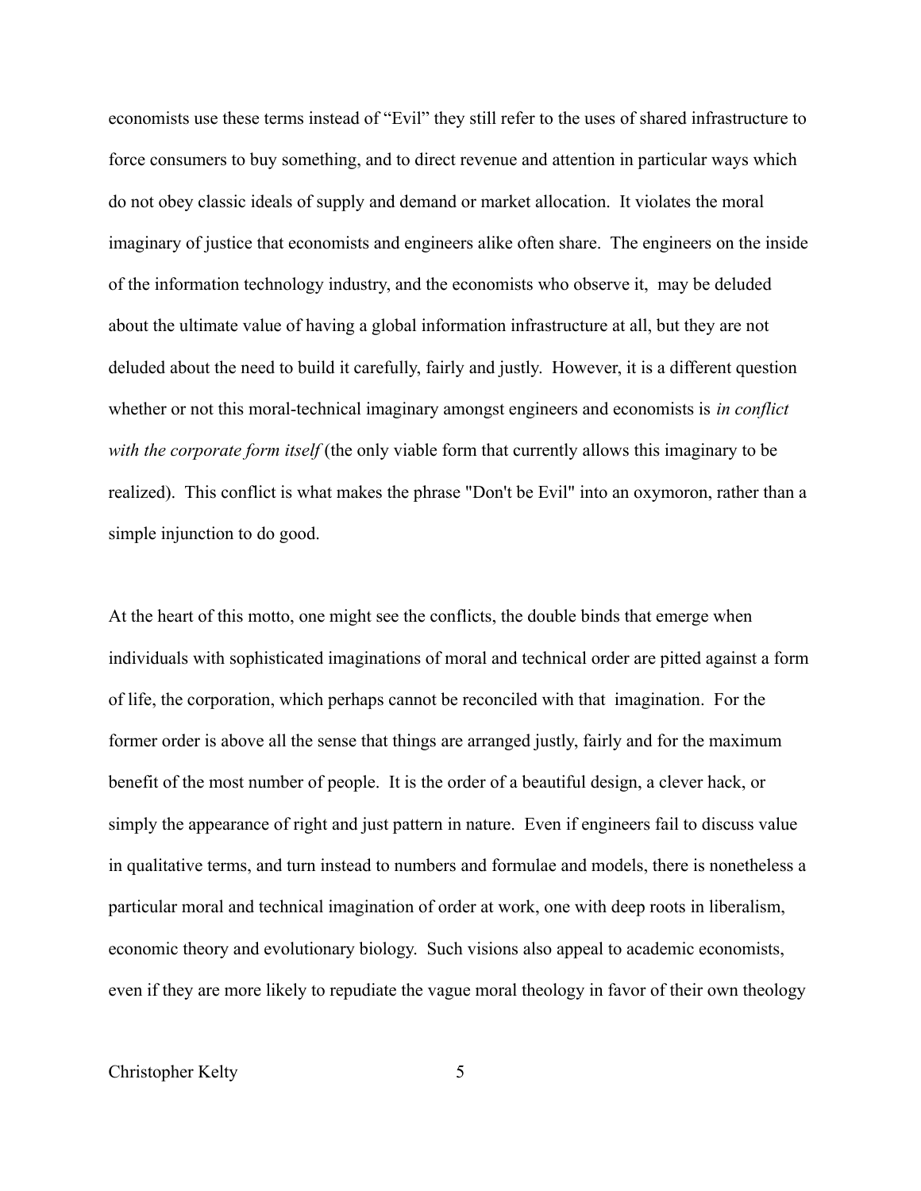economists use these terms instead of "Evil" they still refer to the uses of shared infrastructure to force consumers to buy something, and to direct revenue and attention in particular ways which do not obey classic ideals of supply and demand or market allocation. It violates the moral imaginary of justice that economists and engineers alike often share. The engineers on the inside of the information technology industry, and the economists who observe it, may be deluded about the ultimate value of having a global information infrastructure at all, but they are not deluded about the need to build it carefully, fairly and justly. However, it is a different question whether or not this moral-technical imaginary amongst engineers and economists is *in conflict with the corporate form itself* (the only viable form that currently allows this imaginary to be realized). This conflict is what makes the phrase "Don't be Evil" into an oxymoron, rather than a simple injunction to do good.

At the heart of this motto, one might see the conflicts, the double binds that emerge when individuals with sophisticated imaginations of moral and technical order are pitted against a form of life, the corporation, which perhaps cannot be reconciled with that imagination. For the former order is above all the sense that things are arranged justly, fairly and for the maximum benefit of the most number of people. It is the order of a beautiful design, a clever hack, or simply the appearance of right and just pattern in nature. Even if engineers fail to discuss value in qualitative terms, and turn instead to numbers and formulae and models, there is nonetheless a particular moral and technical imagination of order at work, one with deep roots in liberalism, economic theory and evolutionary biology. Such visions also appeal to academic economists, even if they are more likely to repudiate the vague moral theology in favor of their own theology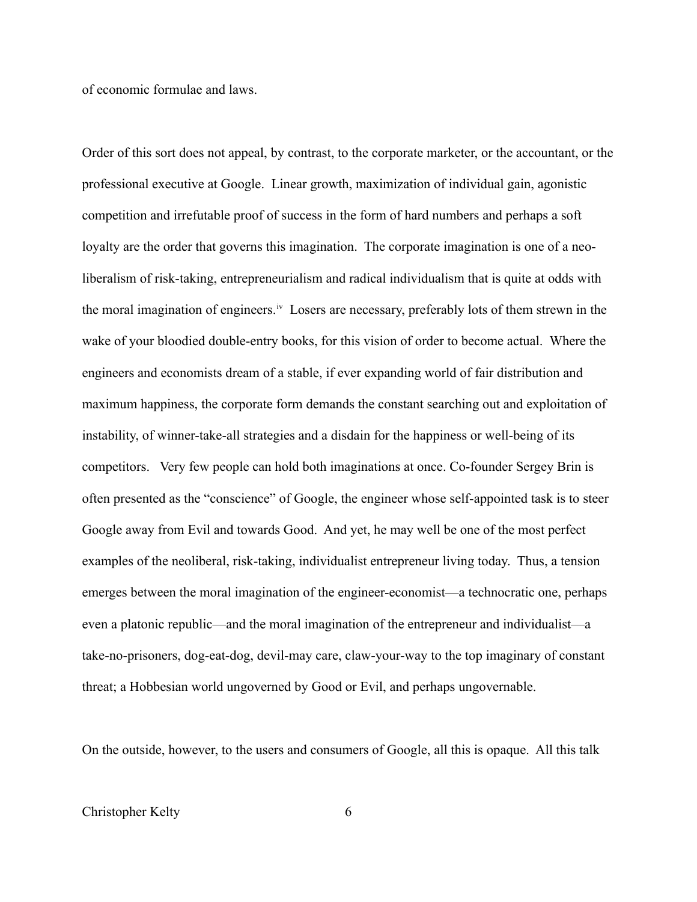of economic formulae and laws.

Order of this sort does not appeal, by contrast, to the corporate marketer, or the accountant, or the professional executive at Google. Linear growth, maximization of individual gain, agonistic competition and irrefutable proof of success in the form of hard numbers and perhaps a soft loyalty are the order that governs this imagination. The corporate imagination is one of a neo-liberalism of risk-taking, entrepreneurialism and radical individualism that is quite at odds with the moral imagination of engineers.[iv] Losers are necessary, preferably lots of them strewn in the wake of your bloodied double-entry books, for this vision of order to become actual. Where the engineers and economists dream of a stable, if ever expanding world of fair distribution and maximum happiness, the corporate form demands the constant searching out and exploitation of instability, of winner-take-all strategies and a disdain for the happiness or well-being of its competitors. Very few people can hold both imaginations at once. Co-founder Sergey Brin is often presented as the "conscience" of Google, the engineer whose self-appointed task is to steer Google away from Evil and towards Good. And yet, he may well be one of the most perfect examples of the neoliberal, risk-taking, individualist entrepreneur living today. Thus, a tension emerges between the moral imagination of the engineer-economist—a technocratic one, perhaps even a platonic republic—and the moral imagination of the entrepreneur and individualist—a take-no-prisoners, dog-eat-dog, devil-may care, claw-your-way to the top imaginary of constant threat; a Hobbesian world ungoverned by Good or Evil, and perhaps ungovernable.

On the outside, however, to the users and consumers of Google, all this is opaque. All this talk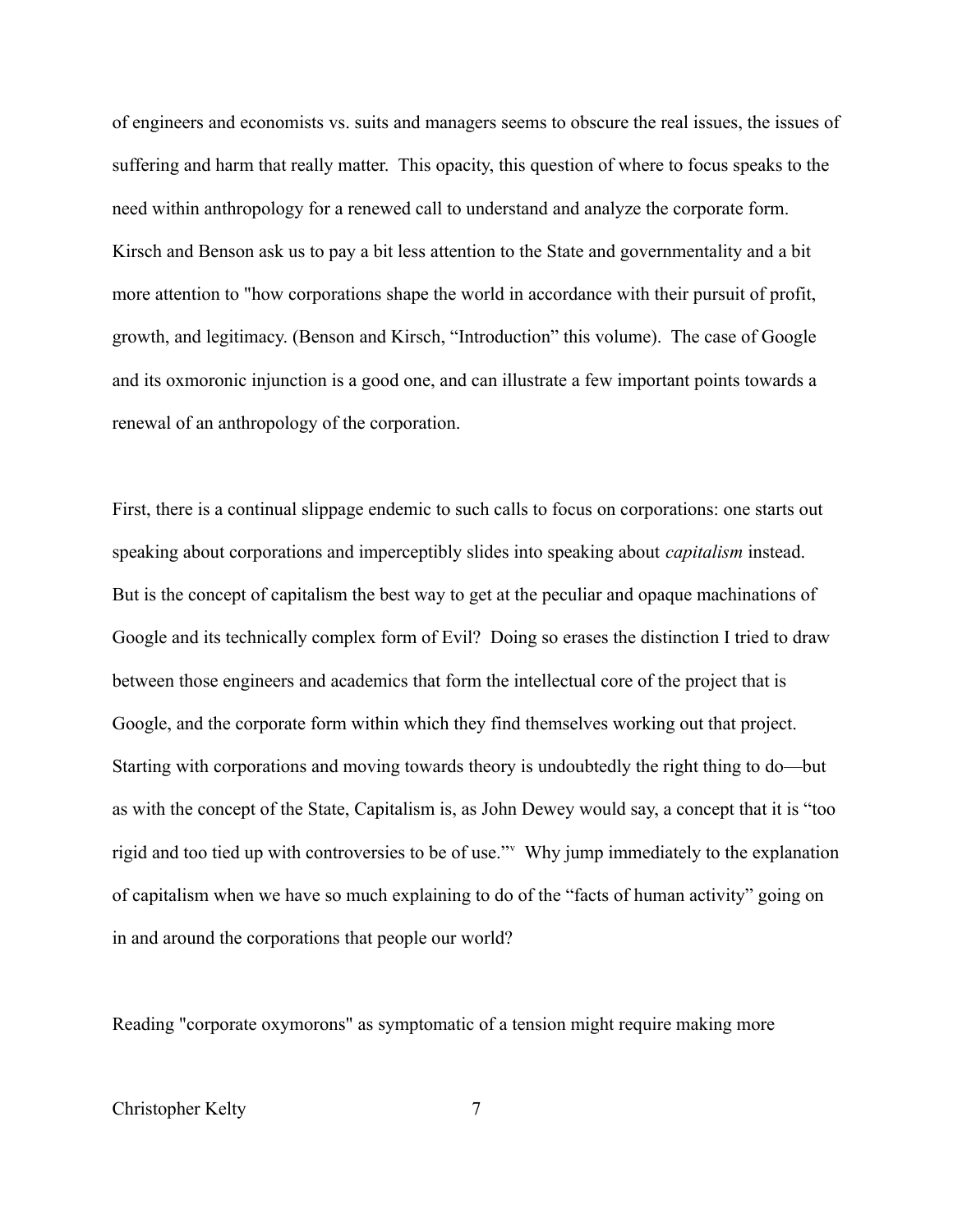of engineers and economists vs. suits and managers seems to obscure the real issues, the issues of suffering and harm that really matter. This opacity, this question of where to focus speaks to the need within anthropology for a renewed call to understand and analyze the corporate form. Kirsch and Benson ask us to pay a bit less attention to the State and governmentality and a bit more attention to "how corporations shape the world in accordance with their pursuit of profit, growth, and legitimacy. (Benson and Kirsch, "Introduction" this volume). The case of Google and its oxmoronic injunction is a good one, and can illustrate a few important points towards a renewal of an anthropology of the corporation.

First, there is a continual slippage endemic to such calls to focus on corporations: one starts out speaking about corporations and imperceptibly slides into speaking about *capitalism* instead. But is the concept of capitalism the best way to get at the peculiar and opaque machinations of Google and its technically complex form of Evil? Doing so erases the distinction I tried to draw between those engineers and academics that form the intellectual core of the project that is Google, and the corporate form within which they find themselves working out that project. Starting with corporations and moving towards theory is undoubtedly the right thing to do—but as with the concept of the State, Capitalism is, as John Dewey would say, a concept that it is "too rigid and too tied up with controversies to be of use."[v] Why jump immediately to the explanation of capitalism when we have so much explaining to do of the "facts of human activity" going on in and around the corporations that people our world?

Reading "corporate oxymorons" as symptomatic of a tension might require making more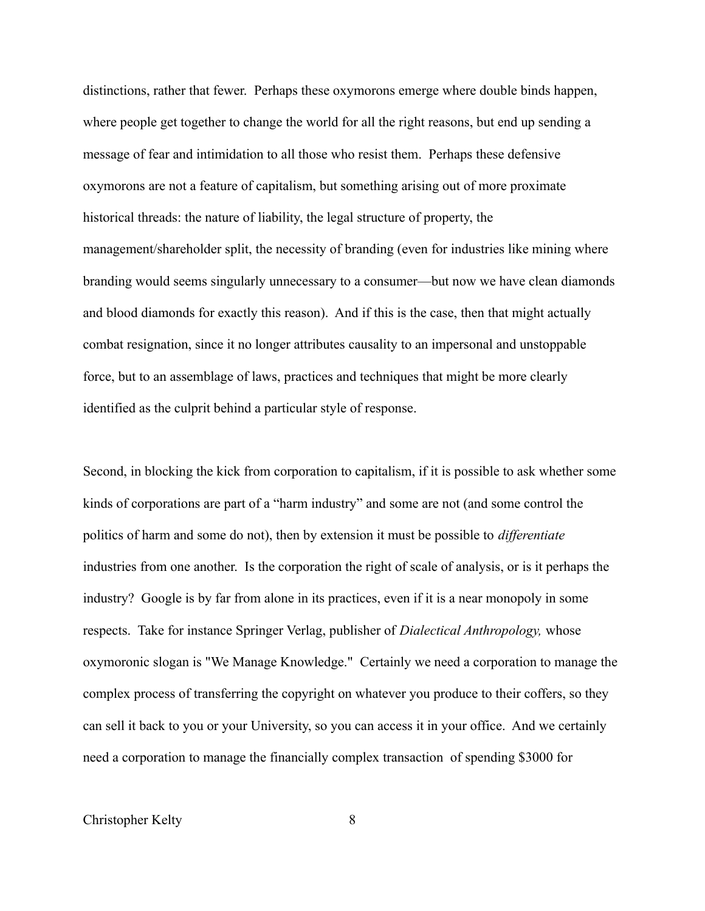distinctions, rather that fewer. Perhaps these oxymorons emerge where double binds happen, where people get together to change the world for all the right reasons, but end up sending a message of fear and intimidation to all those who resist them. Perhaps these defensive oxymorons are not a feature of capitalism, but something arising out of more proximate historical threads: the nature of liability, the legal structure of property, the management/shareholder split, the necessity of branding (even for industries like mining where branding would seems singularly unnecessary to a consumer—but now we have clean diamonds and blood diamonds for exactly this reason). And if this is the case, then that might actually combat resignation, since it no longer attributes causality to an impersonal and unstoppable force, but to an assemblage of laws, practices and techniques that might be more clearly identified as the culprit behind a particular style of response.

Second, in blocking the kick from corporation to capitalism, if it is possible to ask whether some kinds of corporations are part of a "harm industry" and some are not (and some control the politics of harm and some do not), then by extension it must be possible to *differentiate* industries from one another. Is the corporation the right of scale of analysis, or is it perhaps the industry? Google is by far from alone in its practices, even if it is a near monopoly in some respects. Take for instance Springer Verlag, publisher of *Dialectical Anthropology,* whose oxymoronic slogan is "We Manage Knowledge." Certainly we need a corporation to manage the complex process of transferring the copyright on whatever you produce to their coffers, so they can sell it back to you or your University, so you can access it in your office. And we certainly need a corporation to manage the financially complex transaction of spending $3000 for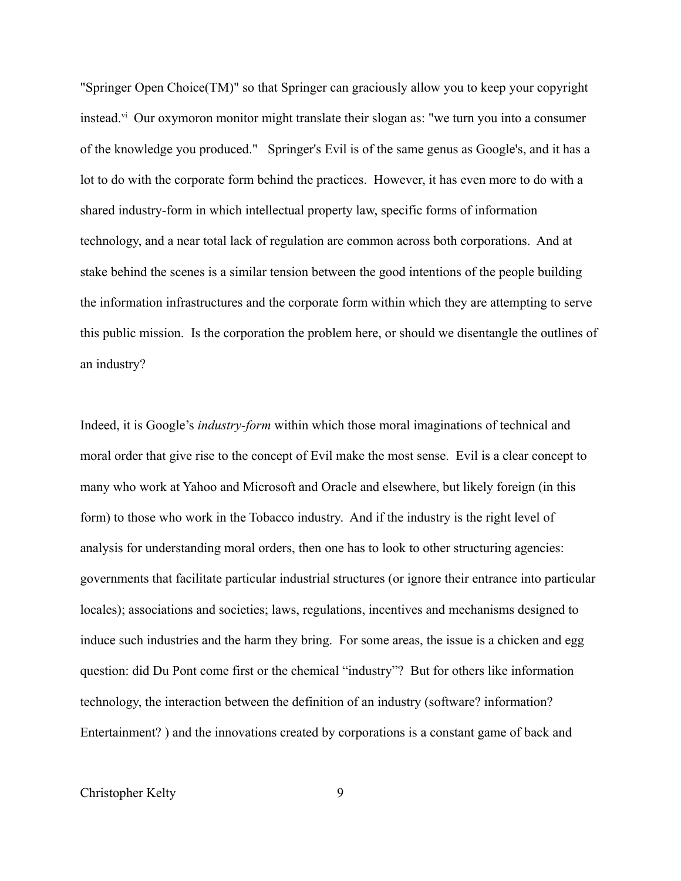"Springer Open Choice(TM)" so that Springer can graciously allow you to keep your copyright instead.[vi] Our oxymoron monitor might translate their slogan as: "we turn you into a consumer of the knowledge you produced." Springer's Evil is of the same genus as Google's, and it has a lot to do with the corporate form behind the practices. However, it has even more to do with a shared industry-form in which intellectual property law, specific forms of information technology, and a near total lack of regulation are common across both corporations. And at stake behind the scenes is a similar tension between the good intentions of the people building the information infrastructures and the corporate form within which they are attempting to serve this public mission. Is the corporation the problem here, or should we disentangle the outlines of an industry?

Indeed, it is Google's *industry-form* within which those moral imaginations of technical and moral order that give rise to the concept of Evil make the most sense. Evil is a clear concept to many who work at Yahoo and Microsoft and Oracle and elsewhere, but likely foreign (in this form) to those who work in the Tobacco industry. And if the industry is the right level of analysis for understanding moral orders, then one has to look to other structuring agencies: governments that facilitate particular industrial structures (or ignore their entrance into particular locales); associations and societies; laws, regulations, incentives and mechanisms designed to induce such industries and the harm they bring. For some areas, the issue is a chicken and egg question: did Du Pont come first or the chemical "industry"? But for others like information technology, the interaction between the definition of an industry (software? information? Entertainment? ) and the innovations created by corporations is a constant game of back and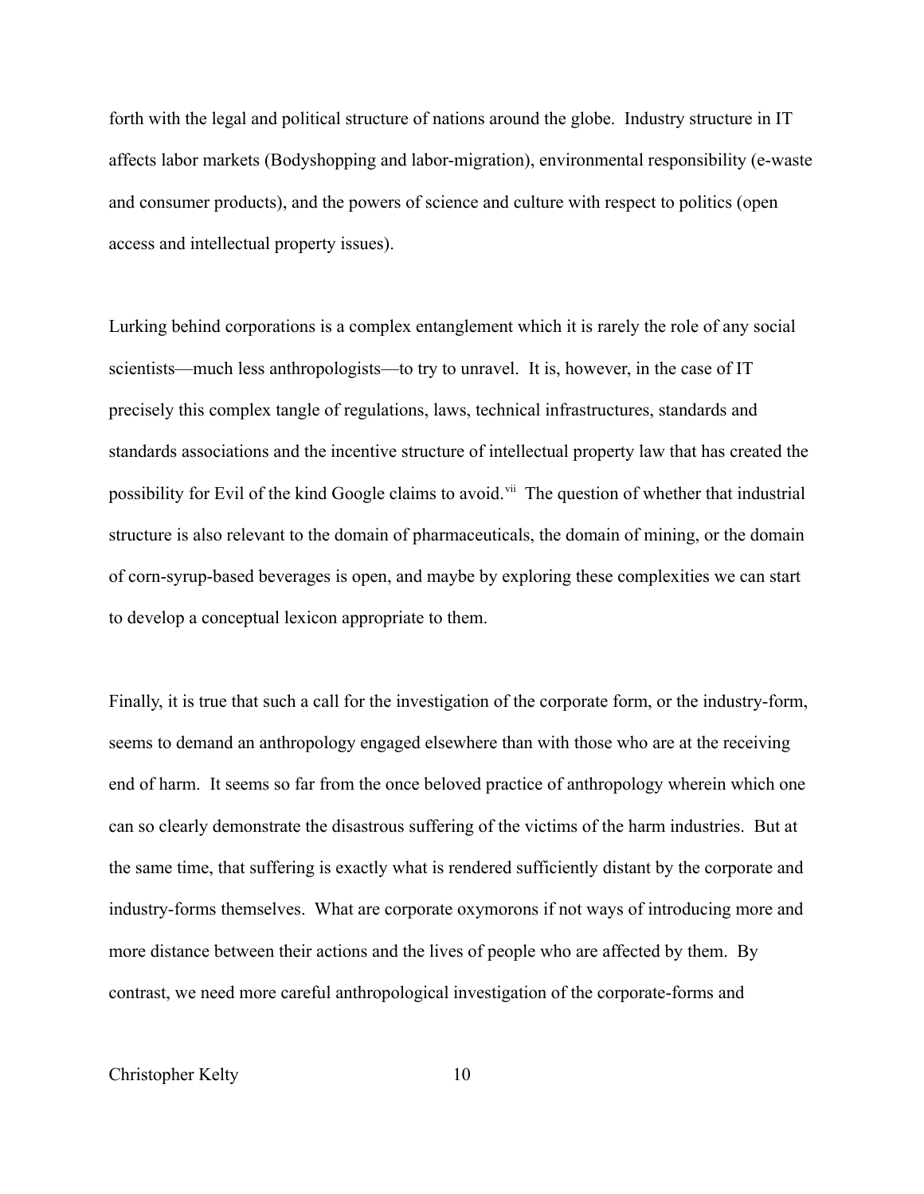forth with the legal and political structure of nations around the globe. Industry structure in IT affects labor markets (Bodyshopping and labor-migration), environmental responsibility (e-waste and consumer products), and the powers of science and culture with respect to politics (open access and intellectual property issues).

Lurking behind corporations is a complex entanglement which it is rarely the role of any social scientists—much less anthropologists—to try to unravel. It is, however, in the case of IT precisely this complex tangle of regulations, laws, technical infrastructures, standards and standards associations and the incentive structure of intellectual property law that has created the possibility for Evil of the kind Google claims to avoid.[vii] The question of whether that industrial structure is also relevant to the domain of pharmaceuticals, the domain of mining, or the domain of corn-syrup-based beverages is open, and maybe by exploring these complexities we can start to develop a conceptual lexicon appropriate to them.

Finally, it is true that such a call for the investigation of the corporate form, or the industry-form, seems to demand an anthropology engaged elsewhere than with those who are at the receiving end of harm. It seems so far from the once beloved practice of anthropology wherein which one can so clearly demonstrate the disastrous suffering of the victims of the harm industries. But at the same time, that suffering is exactly what is rendered sufficiently distant by the corporate and industry-forms themselves. What are corporate oxymorons if not ways of introducing more and more distance between their actions and the lives of people who are affected by them. By contrast, we need more careful anthropological investigation of the corporate-forms and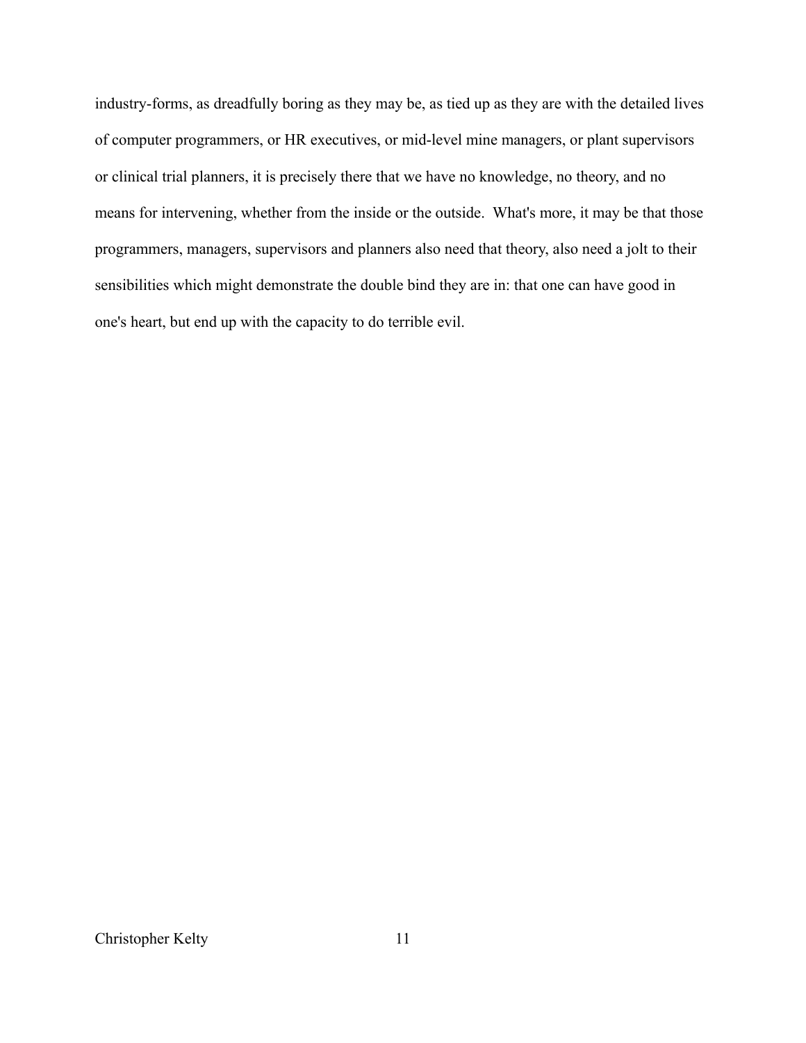industry-forms, as dreadfully boring as they may be, as tied up as they are with the detailed lives of computer programmers, or HR executives, or mid-level mine managers, or plant supervisors or clinical trial planners, it is precisely there that we have no knowledge, no theory, and no means for intervening, whether from the inside or the outside.  What's more, it may be that those programmers, managers, supervisors and planners also need that theory, also need a jolt to their sensibilities which might demonstrate the double bind they are in: that one can have good in one's heart, but end up with the capacity to do terrible evil.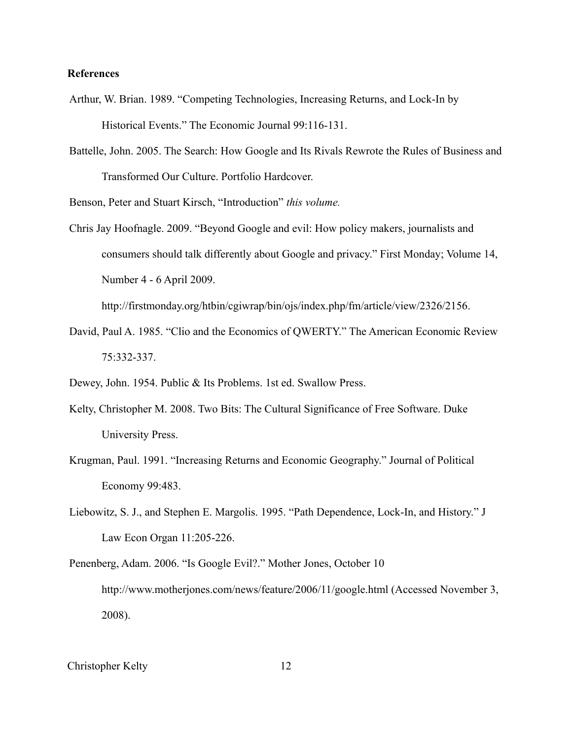**References**

Arthur, W. Brian. 1989. "Competing Technologies, Increasing Returns, and Lock-In by Historical Events." The Economic Journal 99:116-131.

Battelle, John. 2005. The Search: How Google and Its Rivals Rewrote the Rules of Business and Transformed Our Culture. Portfolio Hardcover.

Benson, Peter and Stuart Kirsch, "Introduction" *this volume.*

Chris Jay Hoofnagle. 2009. "Beyond Google and evil: How policy makers, journalists and consumers should talk differently about Google and privacy." First Monday; Volume 14, Number 4 - 6 April 2009. http://firstmonday.org/htbin/cgiwrap/bin/ojs/index.php/fm/article/view/2326/2156.

David, Paul A. 1985. "Clio and the Economics of QWERTY." The American Economic Review 75:332-337.

Dewey, John. 1954. Public & Its Problems. 1st ed. Swallow Press.

Kelty, Christopher M. 2008. Two Bits: The Cultural Significance of Free Software. Duke University Press.

Krugman, Paul. 1991. "Increasing Returns and Economic Geography." Journal of Political Economy 99:483.

Liebowitz, S. J., and Stephen E. Margolis. 1995. "Path Dependence, Lock-In, and History." J Law Econ Organ 11:205-226.

Penenberg, Adam. 2006. "Is Google Evil?." Mother Jones, October 10 http://www.motherjones.com/news/feature/2006/11/google.html (Accessed November 3, 2008).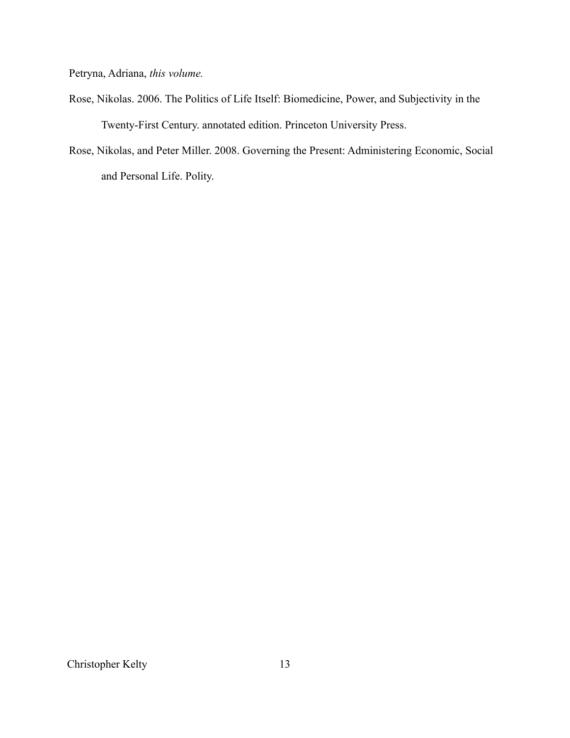Petryna, Adriana, *this volume.*

Rose, Nikolas. 2006. The Politics of Life Itself: Biomedicine, Power, and Subjectivity in the Twenty-First Century. annotated edition. Princeton University Press.

Rose, Nikolas, and Peter Miller. 2008. Governing the Present: Administering Economic, Social and Personal Life. Polity.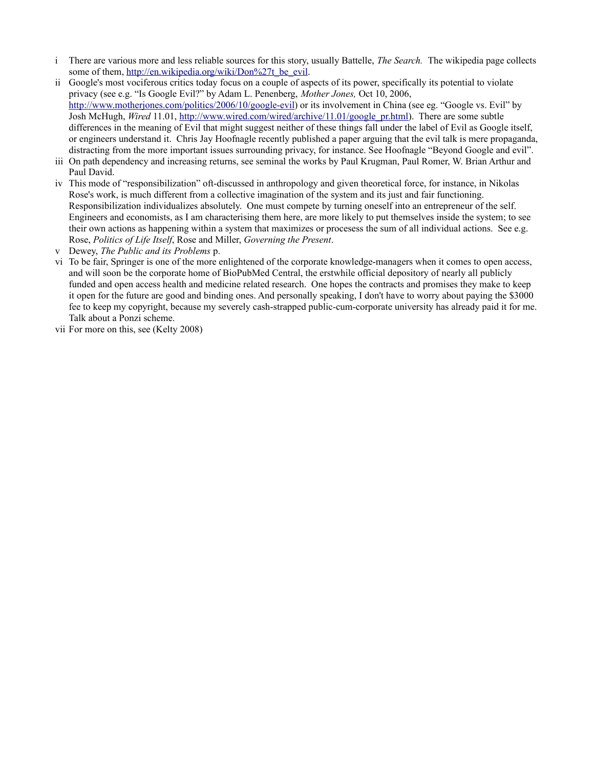- i There are various more and less reliable sources for this story, usually Battelle, *The Search.* The wikipedia page collects some of them, http://en.wikipedia.org/wiki/Don%27t_be_evil.
- ii Google's most vociferous critics today focus on a couple of aspects of its power, specifically its potential to violate privacy (see e.g. "Is Google Evil?" by Adam L. Penenberg, *Mother Jones,* Oct 10, 2006, http://www.motherjones.com/politics/2006/10/google-evil) or its involvement in China (see eg. "Google vs. Evil" by Josh McHugh, *Wired* 11.01, http://www.wired.com/wired/archive/11.01/google_pr.html). There are some subtle differences in the meaning of Evil that might suggest neither of these things fall under the label of Evil as Google itself, or engineers understand it. Chris Jay Hoofnagle recently published a paper arguing that the evil talk is mere propaganda, distracting from the more important issues surrounding privacy, for instance. See Hoofnagle "Beyond Google and evil".
- iii On path dependency and increasing returns, see seminal the works by Paul Krugman, Paul Romer, W. Brian Arthur and Paul David.
- iv This mode of "responsibilization" oft-discussed in anthropology and given theoretical force, for instance, in Nikolas Rose's work, is much different from a collective imagination of the system and its just and fair functioning. Responsibilization individualizes absolutely. One must compete by turning oneself into an entrepreneur of the self. Engineers and economists, as I am characterising them here, are more likely to put themselves inside the system; to see their own actions as happening within a system that maximizes or procesess the sum of all individual actions. See e.g. Rose, *Politics of Life Itself*, Rose and Miller, *Governing the Present*.
- v Dewey, *The Public and its Problems* p.
- vi To be fair, Springer is one of the more enlightened of the corporate knowledge-managers when it comes to open access, and will soon be the corporate home of BioPubMed Central, the erstwhile official depository of nearly all publicly funded and open access health and medicine related research. One hopes the contracts and promises they make to keep it open for the future are good and binding ones. And personally speaking, I don't have to worry about paying the $3000 fee to keep my copyright, because my severely cash-strapped public-cum-corporate university has already paid it for me. Talk about a Ponzi scheme.
- vii For more on this, see (Kelty 2008)